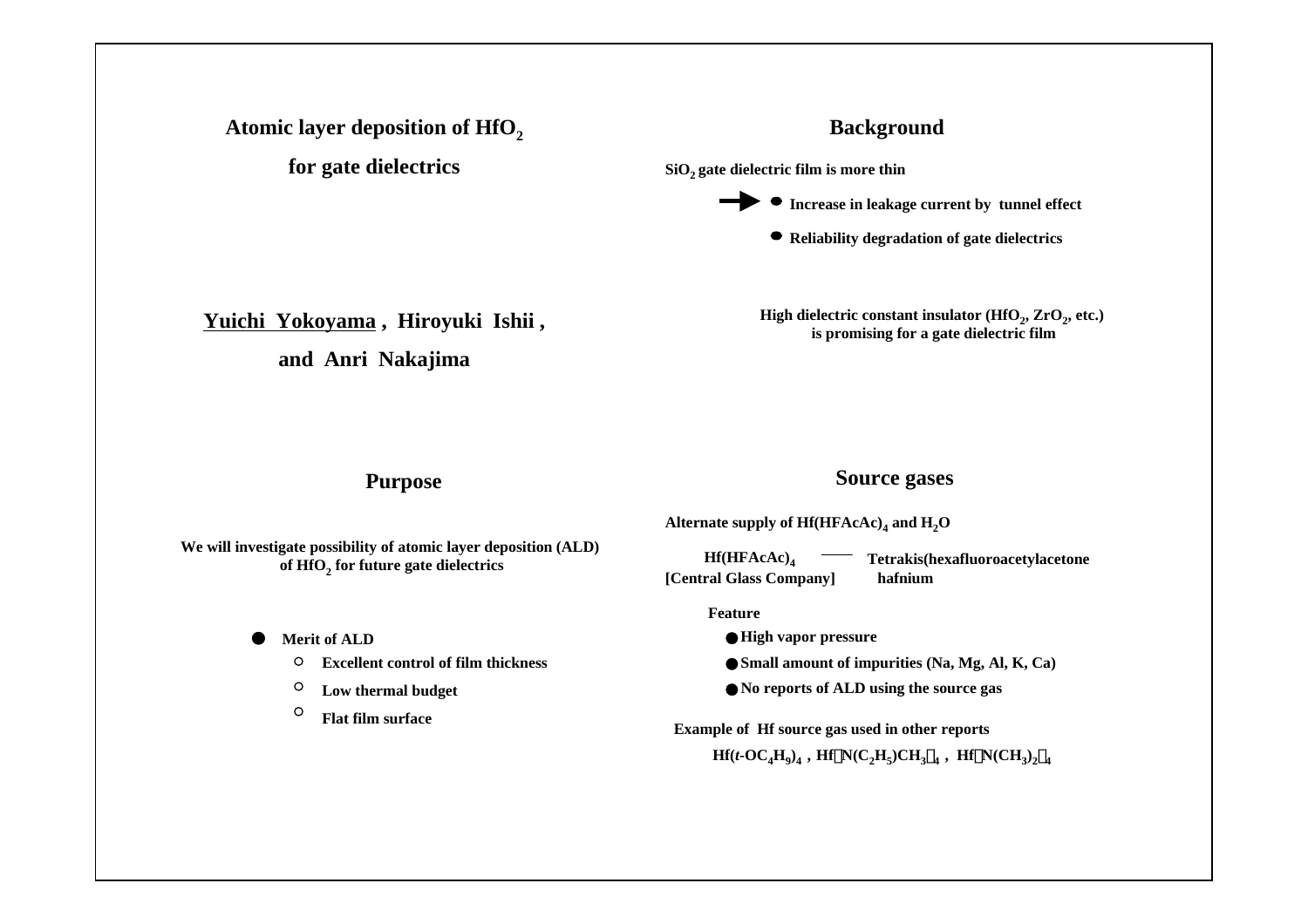# Atomic layer deposition of $HfO_2$ for gate dielectrics

**<u>Yuichi Yokoyama</u> , Hiroyuki Ishii , and Anri Nakajima**

## Background

**$SiO_2$ gate dielectric film is more thin**

→
- **Increase in leakage current by tunnel effect**
- **Reliability degradation of gate dielectrics**

**High dielectric constant insulator ($HfO_2$, $ZrO_2$, etc.) is promising for a gate dielectric film**

## Purpose

**We will investigate possibility of atomic layer deposition (ALD) of $HfO_2$ for future gate dielectrics**

- **Merit of ALD**
  - **Excellent control of film thickness**
  - **Low thermal budget**
  - **Flat film surface**

## Source gases

**Alternate supply of $Hf(HFAcAc)_4$ and $H_2O$**

**$Hf(HFAcAc)_4$ [Central Glass Company]** — **Tetrakis(hexafluoroacetylacetone hafnium**

**Feature**

- **High vapor pressure**
- **Small amount of impurities (Na, Mg, Al, K, Ca)**
- **No reports of ALD using the source gas**

**Example of Hf source gas used in other reports**

**$Hf(t\text{-}OC_4H_9)_4$ , $Hf[N(C_2H_5)CH_3]_4$ , $Hf[N(CH_3)_2]_4$**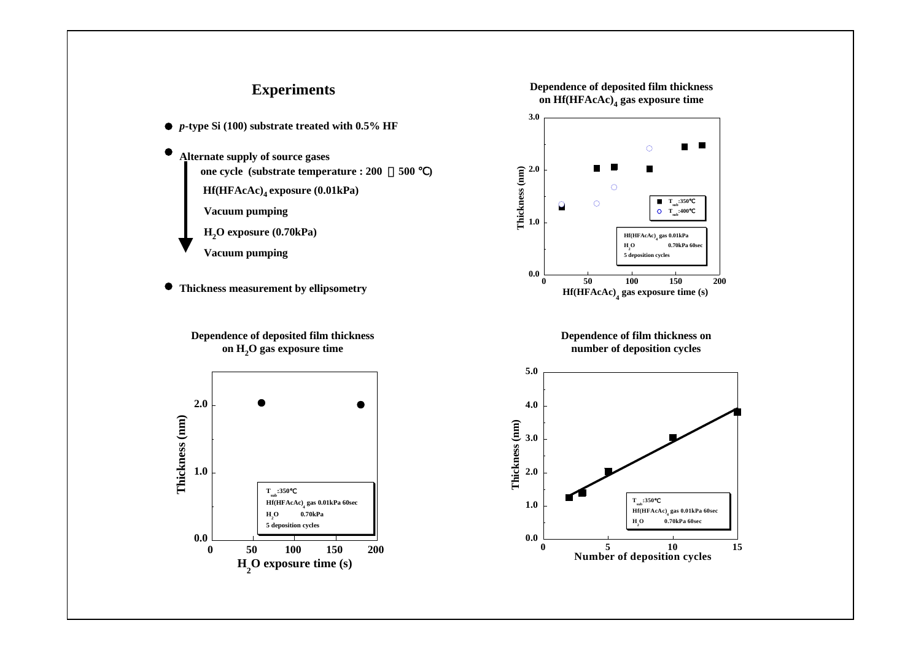## Experiments

- *p*-type Si (100) substrate treated with 0.5% HF
- Alternate supply of source gases
  - one cycle (substrate temperature : 200 ～ 500 ℃)
  - $Hf(HFAcAc)_4$ exposure (0.01kPa)
  - Vacuum pumping
  - $H_2O$ exposure (0.70kPa)
  - Vacuum pumping
- Thickness measurement by ellipsometry

**Dependence of deposited film thickness on $Hf(HFAcAc)_4$ gas exposure time**

Thickness (nm) vs. $Hf(HFAcAc)_4$ gas exposure time (s)

■ $T_{sub}$:350℃
○ $T_{sub}$:400℃

$Hf(HFAcAc)_4$ gas 0.01kPa
$H_2O$ 0.70kPa 60sec
5 deposition cycles

**Dependence of deposited film thickness on $H_2O$ gas exposure time**

Thickness (nm) vs. $H_2O$ exposure time (s)

$T_{sub}$:350℃
$Hf(HFAcAc)_4$ gas 0.01kPa 60sec
$H_2O$ 0.70kPa
5 deposition cycles

**Dependence of film thickness on number of deposition cycles**

Thickness (nm) vs. Number of deposition cycles

$T_{sub}$:350℃
$Hf(HFAcAc)_4$ gas 0.01kPa 60sec
$H_2O$ 0.70kPa 60sec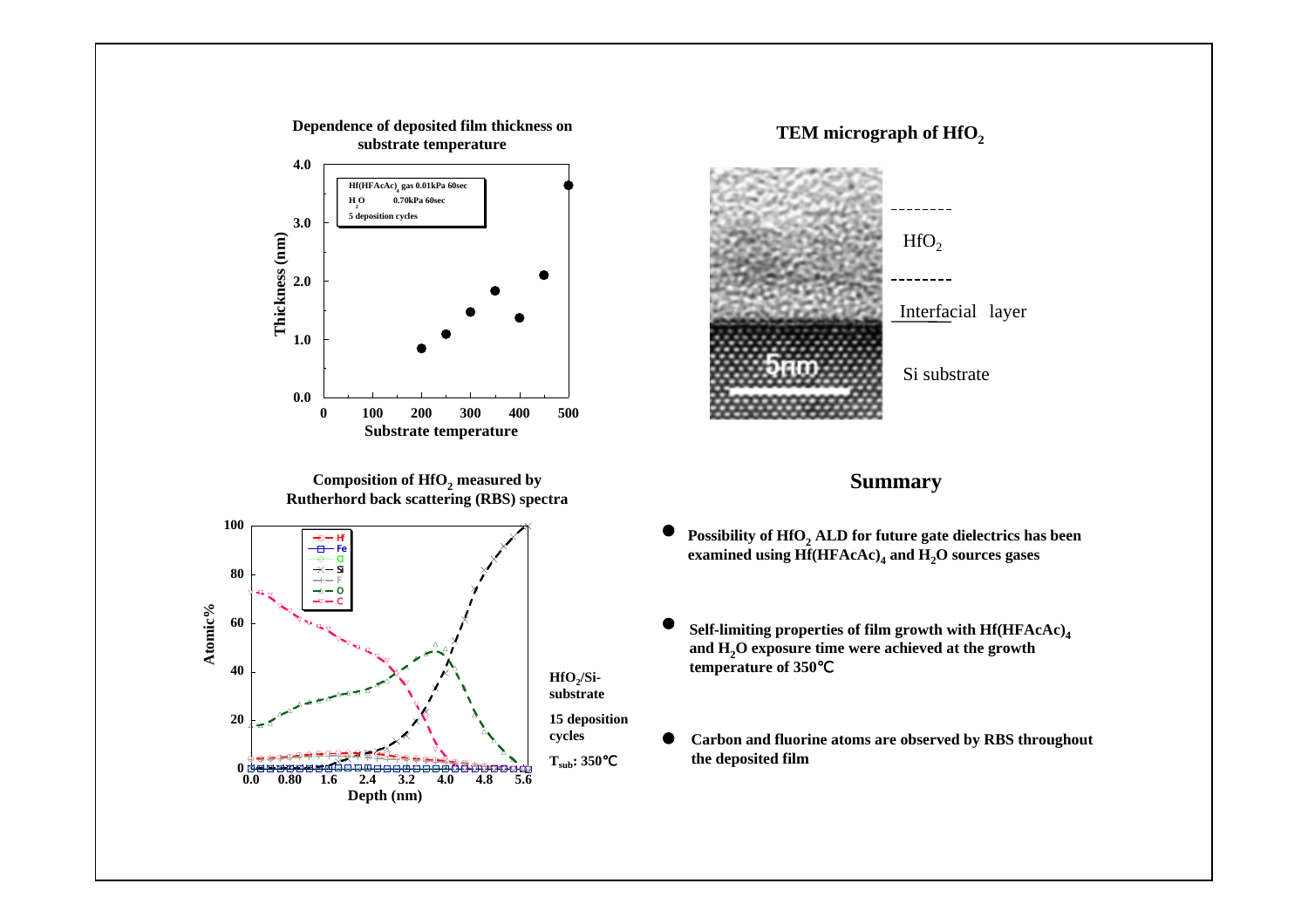**Dependence of deposited film thickness on substrate temperature**

Hf(HFAcAc)$_4$ gas 0.01kPa 60sec
$H_2O$ 0.70kPa 60sec
5 deposition cycles

Thickness (nm)

4.0
3.0
2.0
1.0
0.0

0
100
200
300
400
500

Substrate temperature

**TEM micrograph of $HfO_2$**

$HfO_2$

Interfacial layer

Si substrate

5nm

**Composition of $HfO_2$ measured by Rutherhord back scattering (RBS) spectra**

Hf
Fe
Cl
Si
F
O
C

Atomic%

100
80
60
40
20
0

0.0
0.80
1.6
2.4
3.2
4.0
4.8
5.6

Depth (nm)

$HfO_2$/Si-substrate

15 deposition cycles

$T_{sub}$: 350℃

## Summary

- **Possibility of $HfO_2$ ALD for future gate dielectrics has been examined using Hf(HFAcAc)$_4$ and $H_2O$ sources gases**
- **Self-limiting properties of film growth with Hf(HFAcAc)$_4$ and $H_2O$ exposure time were achieved at the growth temperature of 350℃**
- **Carbon and fluorine atoms are observed by RBS throughout the deposited film**